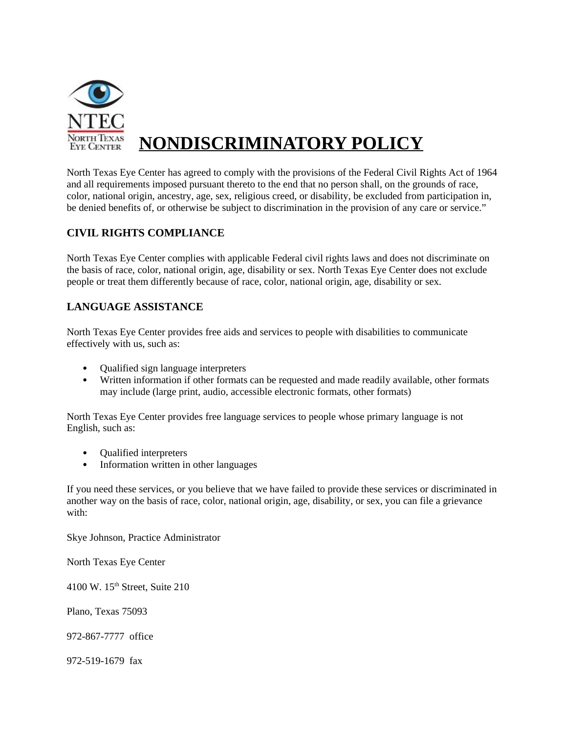NTEC

NORTH TEXAS EYE CENTER

# NONDISCRIMINATORY POLICY

North Texas Eye Center has agreed to comply with the provisions of the Federal Civil Rights Act of 1964 and all requirements imposed pursuant thereto to the end that no person shall, on the grounds of race, color, national origin, ancestry, age, sex, religious creed, or disability, be excluded from participation in, be denied benefits of, or otherwise be subject to discrimination in the provision of any care or service."

## CIVIL RIGHTS COMPLIANCE

North Texas Eye Center complies with applicable Federal civil rights laws and does not discriminate on the basis of race, color, national origin, age, disability or sex. North Texas Eye Center does not exclude people or treat them differently because of race, color, national origin, age, disability or sex.

## LANGUAGE ASSISTANCE

North Texas Eye Center provides free aids and services to people with disabilities to communicate effectively with us, such as:

- Qualified sign language interpreters
- Written information if other formats can be requested and made readily available, other formats may include (large print, audio, accessible electronic formats, other formats)

North Texas Eye Center provides free language services to people whose primary language is not English, such as:

- Qualified interpreters
- Information written in other languages

If you need these services, or you believe that we have failed to provide these services or discriminated in another way on the basis of race, color, national origin, age, disability, or sex, you can file a grievance with:

Skye Johnson, Practice Administrator

North Texas Eye Center

4100 W. 15th Street, Suite 210

Plano, Texas 75093

972-867-7777 office

972-519-1679 fax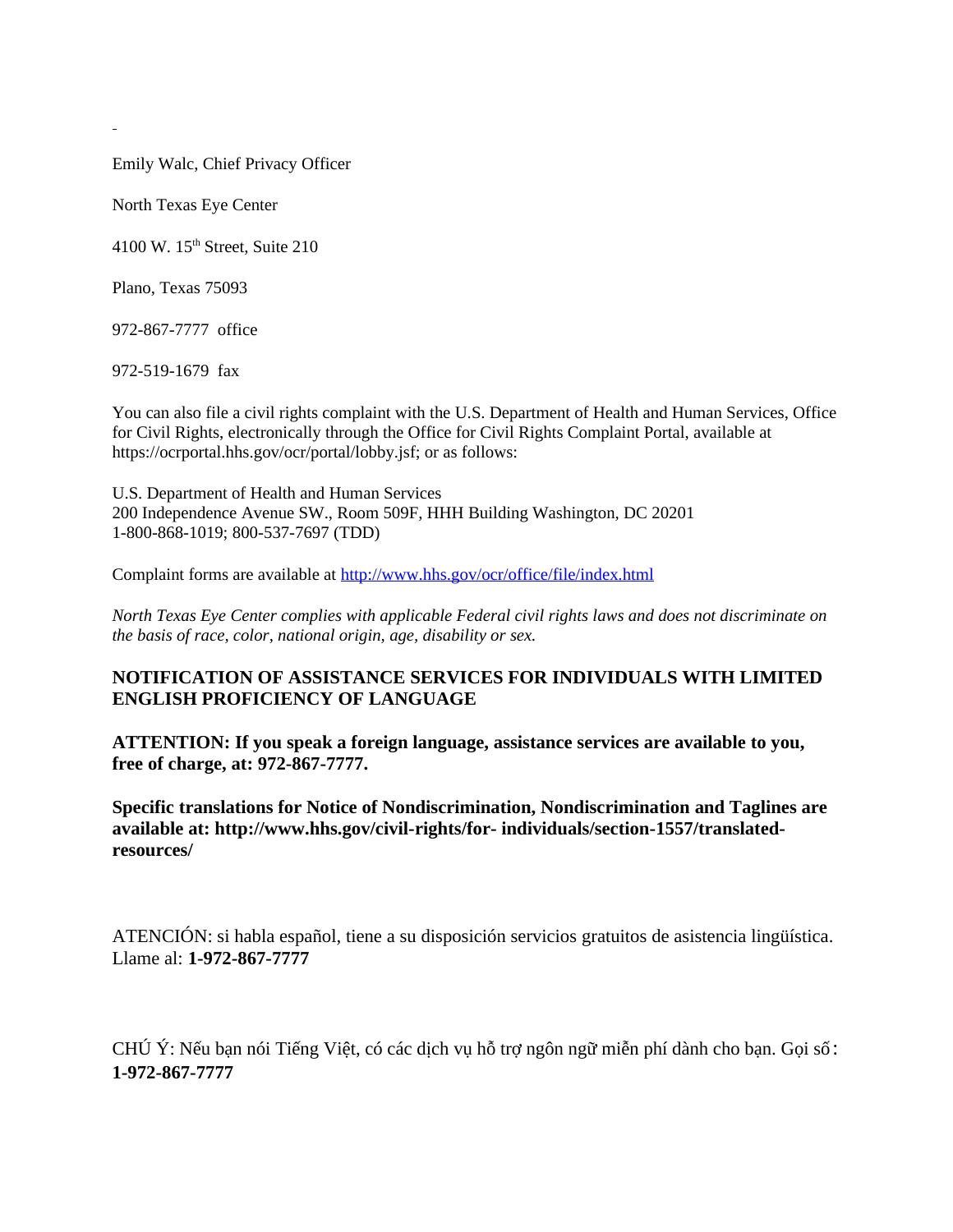Emily Walc, Chief Privacy Officer

North Texas Eye Center

4100 W. 15th Street, Suite 210

Plano, Texas 75093

972-867-7777 office

972-519-1679 fax

You can also file a civil rights complaint with the U.S. Department of Health and Human Services, Office for Civil Rights, electronically through the Office for Civil Rights Complaint Portal, available at https://ocrportal.hhs.gov/ocr/portal/lobby.jsf; or as follows:

U.S. Department of Health and Human Services
200 Independence Avenue SW., Room 509F, HHH Building Washington, DC 20201
1-800-868-1019; 800-537-7697 (TDD)

Complaint forms are available at http://www.hhs.gov/ocr/office/file/index.html

*North Texas Eye Center complies with applicable Federal civil rights laws and does not discriminate on the basis of race, color, national origin, age, disability or sex.*

**NOTIFICATION OF ASSISTANCE SERVICES FOR INDIVIDUALS WITH LIMITED ENGLISH PROFICIENCY OF LANGUAGE**

**ATTENTION: If you speak a foreign language, assistance services are available to you, free of charge, at: 972-867-7777.**

**Specific translations for Notice of Nondiscrimination, Nondiscrimination and Taglines are available at: http://www.hhs.gov/civil-rights/for- individuals/section-1557/translated-resources/**

ATENCIÓN: si habla español, tiene a su disposición servicios gratuitos de asistencia lingüística. Llame al: **1-972-867-7777**

CHÚ Ý: Nếu bạn nói Tiếng Việt, có các dịch vụ hỗ trợ ngôn ngữ miễn phí dành cho bạn. Gọi số: **1-972-867-7777**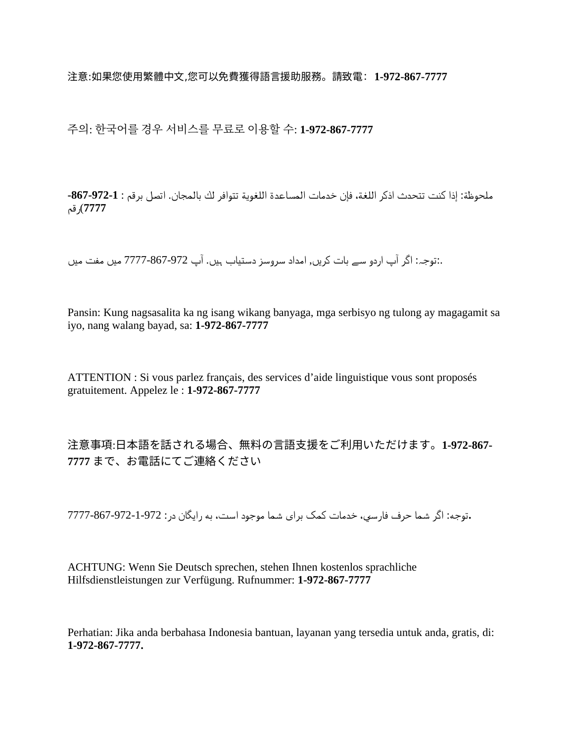注意:如果您使用繁體中文,您可以免費獲得語言援助服務。請致電: **1-972-867-7777**

주의: 한국어를 경우 서비스를 무료로 이용할 수: **1-972-867-7777**

ملحوظة: إذا كنت تتحدث اذكر اللغة، فإن خدمات المساعدة اللغوية تتوافر لك بالمجان. اتصل برقم : **1-972-867-7777**(رقم

توجہ: اگر آپ اردو سے بات کریں, امداد سروسز دستیاب ہیں. آپ 972-867-7777 میں مفت میں.:

Pansin: Kung nagsasalita ka ng isang wikang banyaga, mga serbisyo ng tulong ay magagamit sa iyo, nang walang bayad, sa: **1-972-867-7777**

ATTENTION : Si vous parlez français, des services d'aide linguistique vous sont proposés gratuitement. Appelez le : **1-972-867-7777**

注意事項:日本語を話される場合、無料の言語支援をご利用いただけます。**1-972-867-7777** まで、お電話にてご連絡ください

توجه: اگر شما حرف فارسي، خدمات کمک برای شما موجود است، به رایگان در: 972-1-972-867-7777**.**

ACHTUNG: Wenn Sie Deutsch sprechen, stehen Ihnen kostenlos sprachliche Hilfsdienstleistungen zur Verfügung. Rufnummer: **1-972-867-7777**

Perhatian: Jika anda berbahasa Indonesia bantuan, layanan yang tersedia untuk anda, gratis, di: **1-972-867-7777.**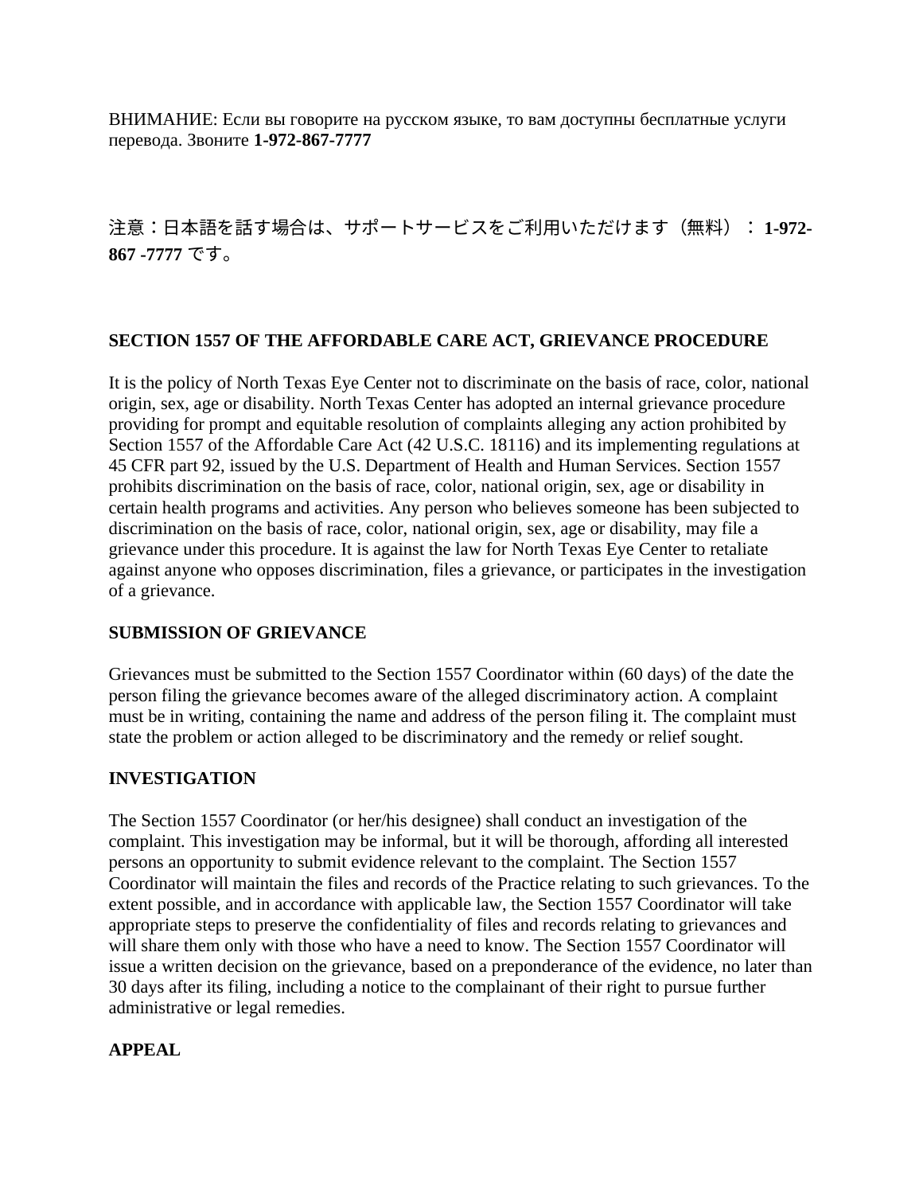ВНИМАНИЕ: Если вы говорите на русском языке, то вам доступны бесплатные услуги перевода. Звоните **1-972-867-7777**

注意：日本語を話す場合は、サポートサービスをご利用いただけます（無料）：**1-972-867 -7777** です。

## SECTION 1557 OF THE AFFORDABLE CARE ACT, GRIEVANCE PROCEDURE

It is the policy of North Texas Eye Center not to discriminate on the basis of race, color, national origin, sex, age or disability. North Texas Center has adopted an internal grievance procedure providing for prompt and equitable resolution of complaints alleging any action prohibited by Section 1557 of the Affordable Care Act (42 U.S.C. 18116) and its implementing regulations at 45 CFR part 92, issued by the U.S. Department of Health and Human Services. Section 1557 prohibits discrimination on the basis of race, color, national origin, sex, age or disability in certain health programs and activities. Any person who believes someone has been subjected to discrimination on the basis of race, color, national origin, sex, age or disability, may file a grievance under this procedure. It is against the law for North Texas Eye Center to retaliate against anyone who opposes discrimination, files a grievance, or participates in the investigation of a grievance.

## SUBMISSION OF GRIEVANCE

Grievances must be submitted to the Section 1557 Coordinator within (60 days) of the date the person filing the grievance becomes aware of the alleged discriminatory action. A complaint must be in writing, containing the name and address of the person filing it. The complaint must state the problem or action alleged to be discriminatory and the remedy or relief sought.

## INVESTIGATION

The Section 1557 Coordinator (or her/his designee) shall conduct an investigation of the complaint. This investigation may be informal, but it will be thorough, affording all interested persons an opportunity to submit evidence relevant to the complaint. The Section 1557 Coordinator will maintain the files and records of the Practice relating to such grievances. To the extent possible, and in accordance with applicable law, the Section 1557 Coordinator will take appropriate steps to preserve the confidentiality of files and records relating to grievances and will share them only with those who have a need to know. The Section 1557 Coordinator will issue a written decision on the grievance, based on a preponderance of the evidence, no later than 30 days after its filing, including a notice to the complainant of their right to pursue further administrative or legal remedies.

## APPEAL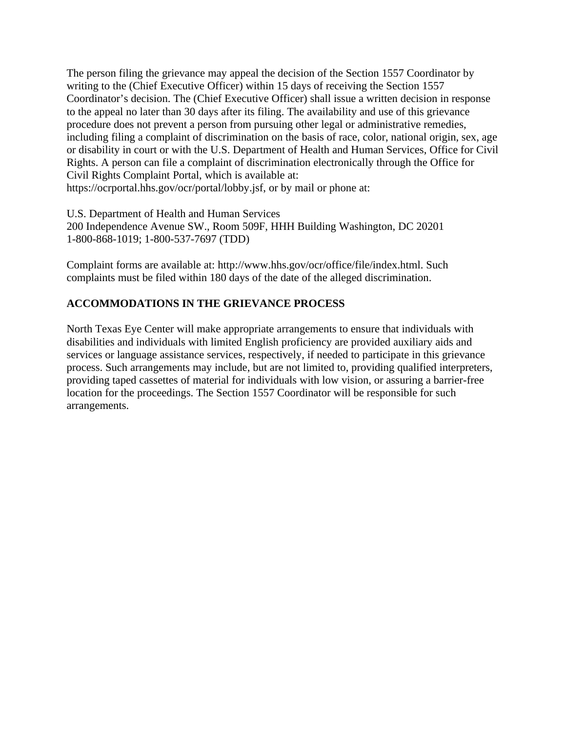The person filing the grievance may appeal the decision of the Section 1557 Coordinator by writing to the (Chief Executive Officer) within 15 days of receiving the Section 1557 Coordinator's decision. The (Chief Executive Officer) shall issue a written decision in response to the appeal no later than 30 days after its filing. The availability and use of this grievance procedure does not prevent a person from pursuing other legal or administrative remedies, including filing a complaint of discrimination on the basis of race, color, national origin, sex, age or disability in court or with the U.S. Department of Health and Human Services, Office for Civil Rights. A person can file a complaint of discrimination electronically through the Office for Civil Rights Complaint Portal, which is available at: https://ocrportal.hhs.gov/ocr/portal/lobby.jsf, or by mail or phone at:

U.S. Department of Health and Human Services
200 Independence Avenue SW., Room 509F, HHH Building Washington, DC 20201
1-800-868-1019; 1-800-537-7697 (TDD)

Complaint forms are available at: http://www.hhs.gov/ocr/office/file/index.html. Such complaints must be filed within 180 days of the date of the alleged discrimination.

**ACCOMMODATIONS IN THE GRIEVANCE PROCESS**

North Texas Eye Center will make appropriate arrangements to ensure that individuals with disabilities and individuals with limited English proficiency are provided auxiliary aids and services or language assistance services, respectively, if needed to participate in this grievance process. Such arrangements may include, but are not limited to, providing qualified interpreters, providing taped cassettes of material for individuals with low vision, or assuring a barrier-free location for the proceedings. The Section 1557 Coordinator will be responsible for such arrangements.